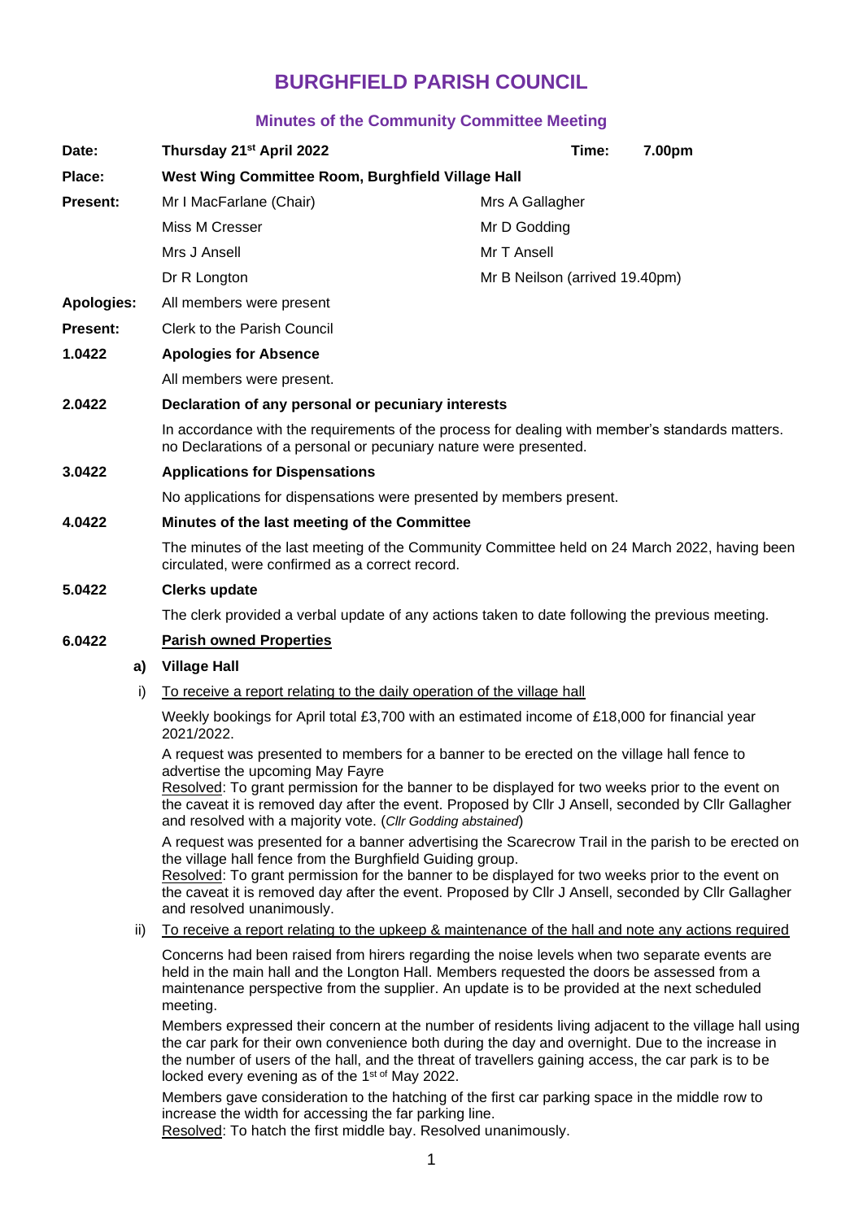# BURGHFIELD PARISH COUNCIL

## Minutes of the Community Committee Meeting

| | | | |
|---|---|---|---|
| **Date:** | **Thursday 21st April 2022** | **Time:** | **7.00pm** |
| **Place:** | **West Wing Committee Room, Burghfield Village Hall** | | |
| **Present:** | Mr I MacFarlane (Chair) | Mrs A Gallagher | |
| | Miss M Cresser | Mr D Godding | |
| | Mrs J Ansell | Mr T Ansell | |
| | Dr R Longton | Mr B Neilson (arrived 19.40pm) | |
| **Apologies:** | All members were present | | |
| **Present:** | Clerk to the Parish Council | | |

**1.0422 Apologies for Absence**

All members were present.

**2.0422 Declaration of any personal or pecuniary interests**

In accordance with the requirements of the process for dealing with member's standards matters. no Declarations of a personal or pecuniary nature were presented.

**3.0422 Applications for Dispensations**

No applications for dispensations were presented by members present.

**4.0422 Minutes of the last meeting of the Committee**

The minutes of the last meeting of the Community Committee held on 24 March 2022, having been circulated, were confirmed as a correct record.

**5.0422 Clerks update**

The clerk provided a verbal update of any actions taken to date following the previous meeting.

**6.0422 Parish owned Properties**

**a) Village Hall**

i) To receive a report relating to the daily operation of the village hall

Weekly bookings for April total £3,700 with an estimated income of £18,000 for financial year 2021/2022.

A request was presented to members for a banner to be erected on the village hall fence to advertise the upcoming May Fayre
Resolved: To grant permission for the banner to be displayed for two weeks prior to the event on the caveat it is removed day after the event. Proposed by Cllr J Ansell, seconded by Cllr Gallagher and resolved with a majority vote. (*Cllr Godding abstained*)

A request was presented for a banner advertising the Scarecrow Trail in the parish to be erected on the village hall fence from the Burghfield Guiding group.
Resolved: To grant permission for the banner to be displayed for two weeks prior to the event on the caveat it is removed day after the event. Proposed by Cllr J Ansell, seconded by Cllr Gallagher and resolved unanimously.

ii) To receive a report relating to the upkeep & maintenance of the hall and note any actions required

Concerns had been raised from hirers regarding the noise levels when two separate events are held in the main hall and the Longton Hall. Members requested the doors be assessed from a maintenance perspective from the supplier. An update is to be provided at the next scheduled meeting.

Members expressed their concern at the number of residents living adjacent to the village hall using the car park for their own convenience both during the day and overnight. Due to the increase in the number of users of the hall, and the threat of travellers gaining access, the car park is to be locked every evening as of the 1st of May 2022.

Members gave consideration to the hatching of the first car parking space in the middle row to increase the width for accessing the far parking line.
Resolved: To hatch the first middle bay. Resolved unanimously.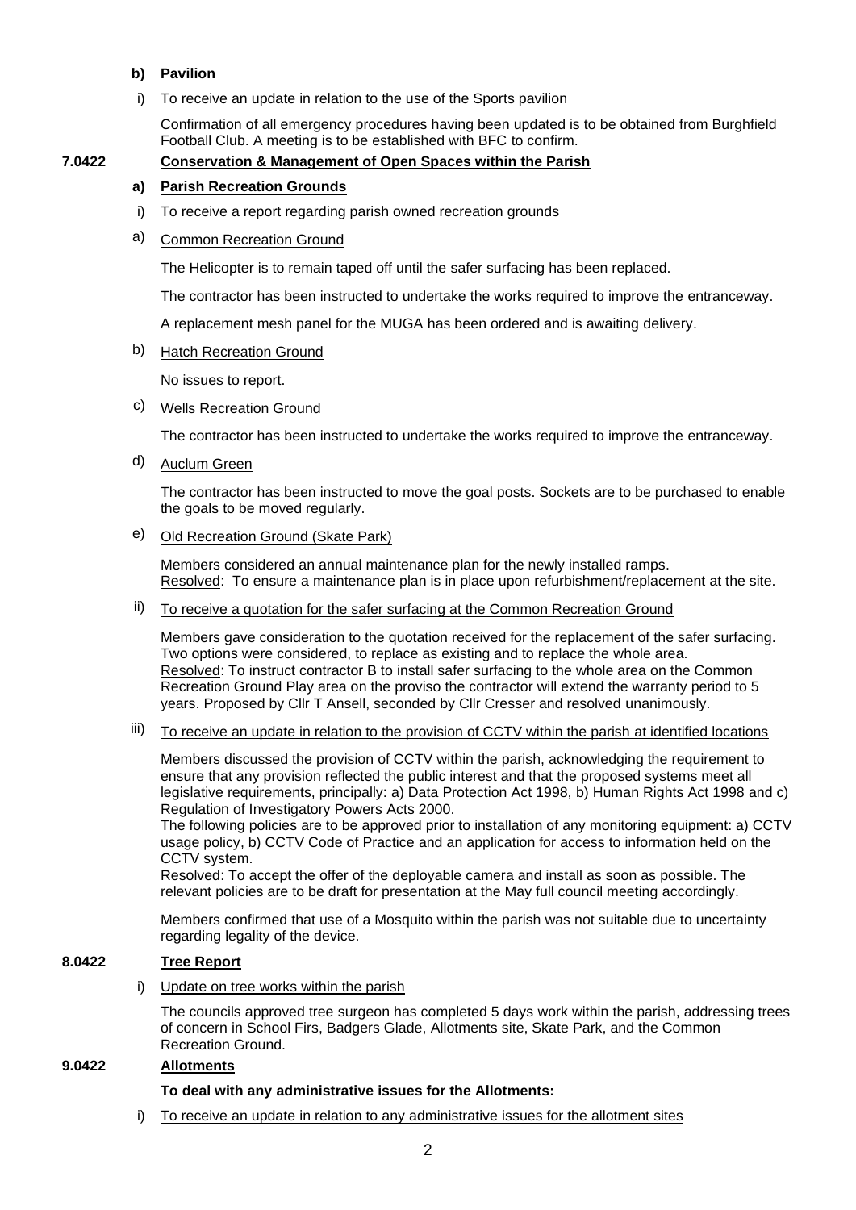**b) Pavilion**

i) To receive an update in relation to the use of the Sports pavilion

Confirmation of all emergency procedures having been updated is to be obtained from Burghfield Football Club. A meeting is to be established with BFC to confirm.

**7.0422 Conservation & Management of Open Spaces within the Parish**

**a) Parish Recreation Grounds**

i) To receive a report regarding parish owned recreation grounds

a) Common Recreation Ground

The Helicopter is to remain taped off until the safer surfacing has been replaced.

The contractor has been instructed to undertake the works required to improve the entranceway.

A replacement mesh panel for the MUGA has been ordered and is awaiting delivery.

b) Hatch Recreation Ground

No issues to report.

c) Wells Recreation Ground

The contractor has been instructed to undertake the works required to improve the entranceway.

d) Auclum Green

The contractor has been instructed to move the goal posts. Sockets are to be purchased to enable the goals to be moved regularly.

e) Old Recreation Ground (Skate Park)

Members considered an annual maintenance plan for the newly installed ramps.
Resolved: To ensure a maintenance plan is in place upon refurbishment/replacement at the site.

ii) To receive a quotation for the safer surfacing at the Common Recreation Ground

Members gave consideration to the quotation received for the replacement of the safer surfacing. Two options were considered, to replace as existing and to replace the whole area.
Resolved: To instruct contractor B to install safer surfacing to the whole area on the Common Recreation Ground Play area on the proviso the contractor will extend the warranty period to 5 years. Proposed by Cllr T Ansell, seconded by Cllr Cresser and resolved unanimously.

iii) To receive an update in relation to the provision of CCTV within the parish at identified locations

Members discussed the provision of CCTV within the parish, acknowledging the requirement to ensure that any provision reflected the public interest and that the proposed systems meet all legislative requirements, principally: a) Data Protection Act 1998, b) Human Rights Act 1998 and c) Regulation of Investigatory Powers Acts 2000.
The following policies are to be approved prior to installation of any monitoring equipment: a) CCTV usage policy, b) CCTV Code of Practice and an application for access to information held on the CCTV system.
Resolved: To accept the offer of the deployable camera and install as soon as possible. The relevant policies are to be draft for presentation at the May full council meeting accordingly.

Members confirmed that use of a Mosquito within the parish was not suitable due to uncertainty regarding legality of the device.

**8.0422 Tree Report**

i) Update on tree works within the parish

The councils approved tree surgeon has completed 5 days work within the parish, addressing trees of concern in School Firs, Badgers Glade, Allotments site, Skate Park, and the Common Recreation Ground.

**9.0422 Allotments**

**To deal with any administrative issues for the Allotments:**

i) To receive an update in relation to any administrative issues for the allotment sites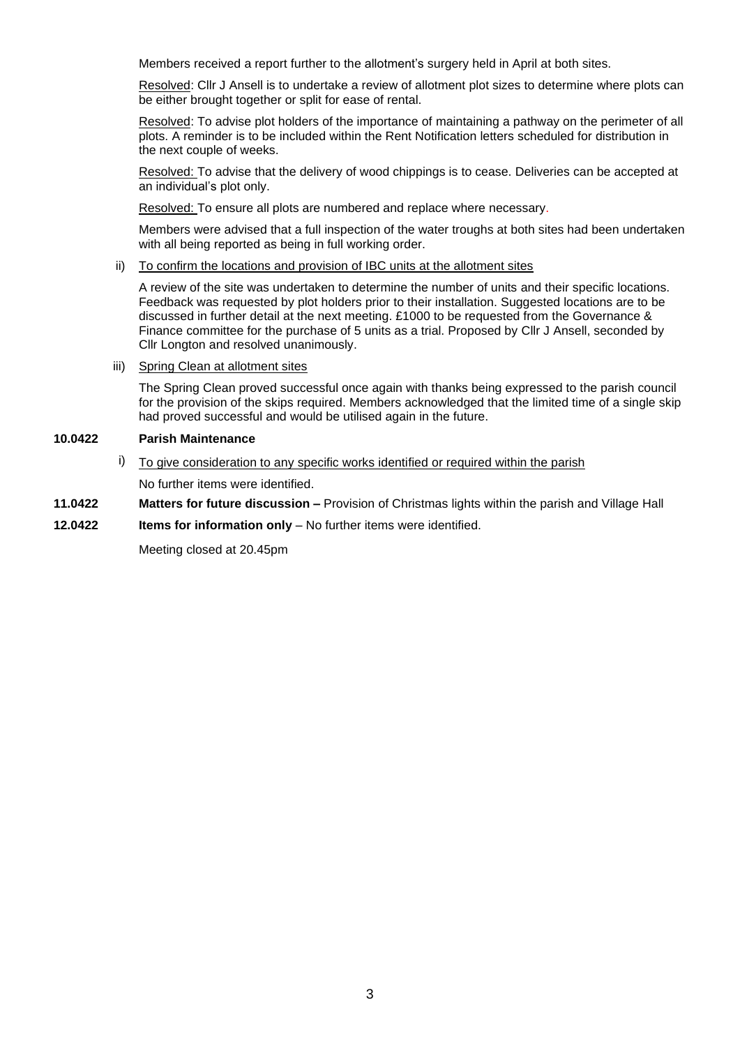Members received a report further to the allotment's surgery held in April at both sites.

Resolved: Cllr J Ansell is to undertake a review of allotment plot sizes to determine where plots can be either brought together or split for ease of rental.

Resolved: To advise plot holders of the importance of maintaining a pathway on the perimeter of all plots. A reminder is to be included within the Rent Notification letters scheduled for distribution in the next couple of weeks.

Resolved: To advise that the delivery of wood chippings is to cease. Deliveries can be accepted at an individual's plot only.

Resolved: To ensure all plots are numbered and replace where necessary.

Members were advised that a full inspection of the water troughs at both sites had been undertaken with all being reported as being in full working order.

ii) To confirm the locations and provision of IBC units at the allotment sites

A review of the site was undertaken to determine the number of units and their specific locations. Feedback was requested by plot holders prior to their installation. Suggested locations are to be discussed in further detail at the next meeting. £1000 to be requested from the Governance & Finance committee for the purchase of 5 units as a trial. Proposed by Cllr J Ansell, seconded by Cllr Longton and resolved unanimously.

iii) Spring Clean at allotment sites

The Spring Clean proved successful once again with thanks being expressed to the parish council for the provision of the skips required. Members acknowledged that the limited time of a single skip had proved successful and would be utilised again in the future.

**10.0422 Parish Maintenance**

i) To give consideration to any specific works identified or required within the parish

No further items were identified.

**11.0422 Matters for future discussion –** Provision of Christmas lights within the parish and Village Hall

**12.0422 Items for information only** – No further items were identified.

Meeting closed at 20.45pm